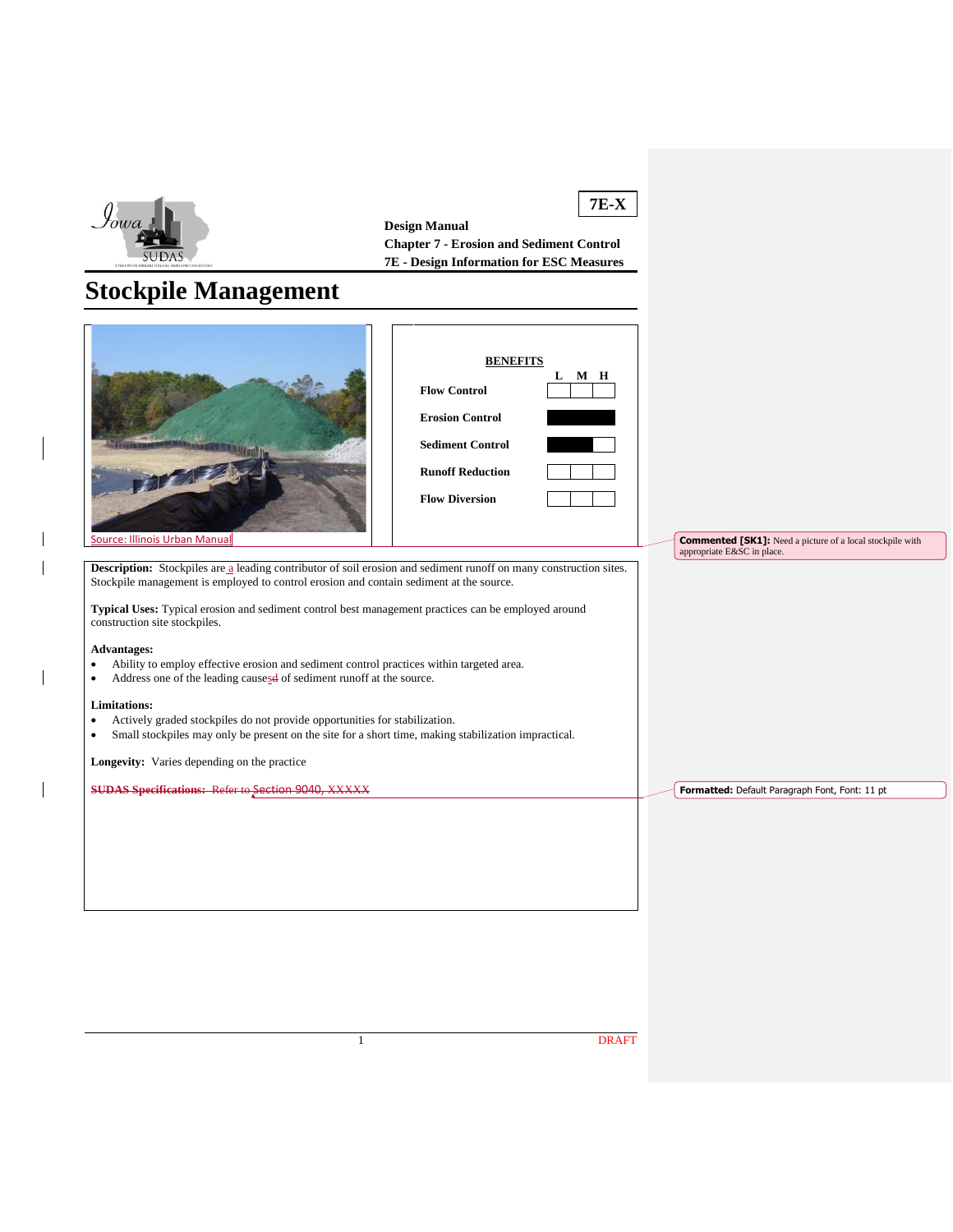**7E-X**

**Design Manual**
**Chapter 7 - Erosion and Sediment Control**
**7E - Design Information for ESC Measures**

# Stockpile Management

Source: Illinois Urban Manual

**BENEFITS**

| | L | M | H |
|---|---|---|---|
| **Flow Control** | | | |
| **Erosion Control** | ■ | ■ | ■ |
| **Sediment Control** | ■ | ■ | |
| **Runoff Reduction** | | | |
| **Flow Diversion** | | | |

**Description:** Stockpiles are a leading contributor of soil erosion and sediment runoff on many construction sites. Stockpile management is employed to control erosion and contain sediment at the source.

**Typical Uses:** Typical erosion and sediment control best management practices can be employed around construction site stockpiles.

**Advantages:**

- Ability to employ effective erosion and sediment control practices within targeted area.
- Address one of the leading causes of sediment runoff at the source.

**Limitations:**

- Actively graded stockpiles do not provide opportunities for stabilization.
- Small stockpiles may only be present on the site for a short time, making stabilization impractical.

**Longevity:** Varies depending on the practice

~~**SUDAS Specifications:** Refer to Section 9040, XXXXX~~

Commented [SK1]: Need a picture of a local stockpile with appropriate E&SC in place.

Formatted: Default Paragraph Font, Font: 11 pt

DRAFT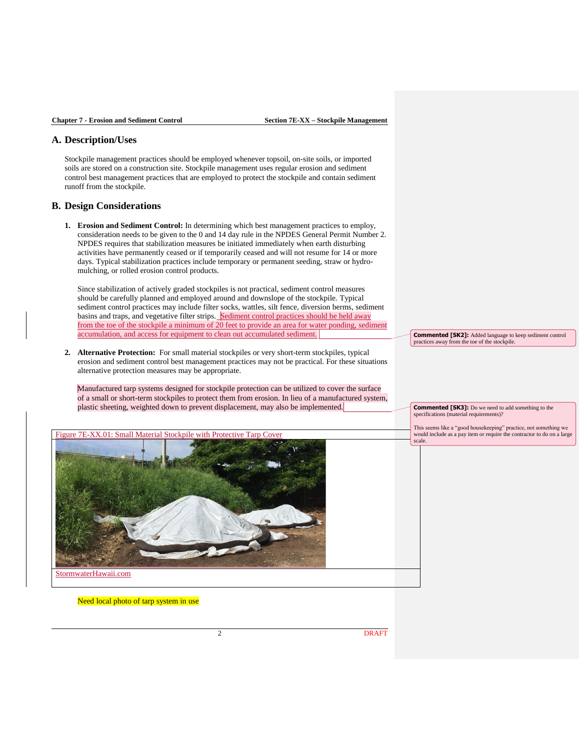## A. Description/Uses

Stockpile management practices should be employed whenever topsoil, on-site soils, or imported soils are stored on a construction site. Stockpile management uses regular erosion and sediment control best management practices that are employed to protect the stockpile and contain sediment runoff from the stockpile.

## B. Design Considerations

1. **Erosion and Sediment Control:** In determining which best management practices to employ, consideration needs to be given to the 0 and 14 day rule in the NPDES General Permit Number 2. NPDES requires that stabilization measures be initiated immediately when earth disturbing activities have permanently ceased or if temporarily ceased and will not resume for 14 or more days. Typical stabilization practices include temporary or permanent seeding, straw or hydro-mulching, or rolled erosion control products.

   Since stabilization of actively graded stockpiles is not practical, sediment control measures should be carefully planned and employed around and downslope of the stockpile. Typical sediment control practices may include filter socks, wattles, silt fence, diversion berms, sediment basins and traps, and vegetative filter strips. Sediment control practices should be held away from the toe of the stockpile a minimum of 20 feet to provide an area for water ponding, sediment accumulation, and access for equipment to clean out accumulated sediment.

2. **Alternative Protection:** For small material stockpiles or very short-term stockpiles, typical erosion and sediment control best management practices may not be practical. For these situations alternative protection measures may be appropriate.

   Manufactured tarp systems designed for stockpile protection can be utilized to cover the surface of a small or short-term stockpiles to protect them from erosion. In lieu of a manufactured system, plastic sheeting, weighted down to prevent displacement, may also be implemented.

Figure 7E-XX.01: Small Material Stockpile with Protective Tarp Cover

StormwaterHawaii.com

Need local photo of tarp system in use

**Commented [SK2]:** Added language to keep sediment control practices away from the toe of the stockpile.

**Commented [SK3]:** Do we need to add something to the specifications (material requirements)?

This seems like a "good housekeeping" practice, not something we would include as a pay item or require the contractor to do on a large scale.

DRAFT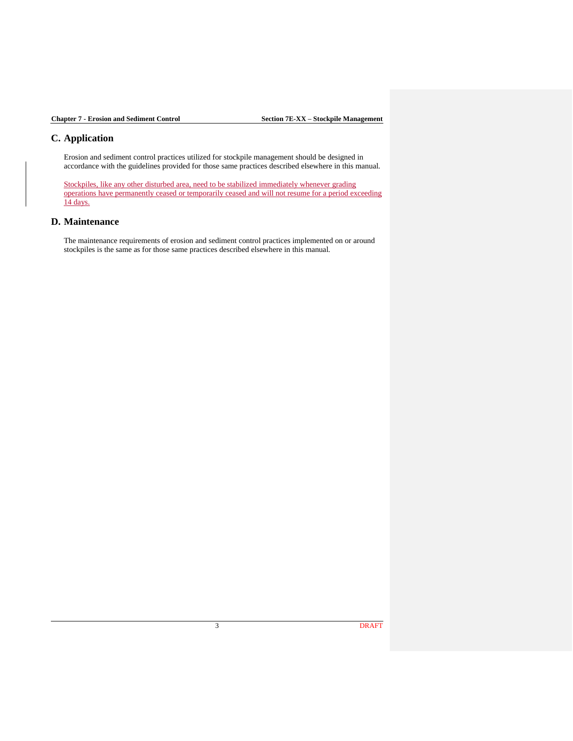## C. Application

Erosion and sediment control practices utilized for stockpile management should be designed in accordance with the guidelines provided for those same practices described elsewhere in this manual.

Stockpiles, like any other disturbed area, need to be stabilized immediately whenever grading operations have permanently ceased or temporarily ceased and will not resume for a period exceeding 14 days.

## D. Maintenance

The maintenance requirements of erosion and sediment control practices implemented on or around stockpiles is the same as for those same practices described elsewhere in this manual.